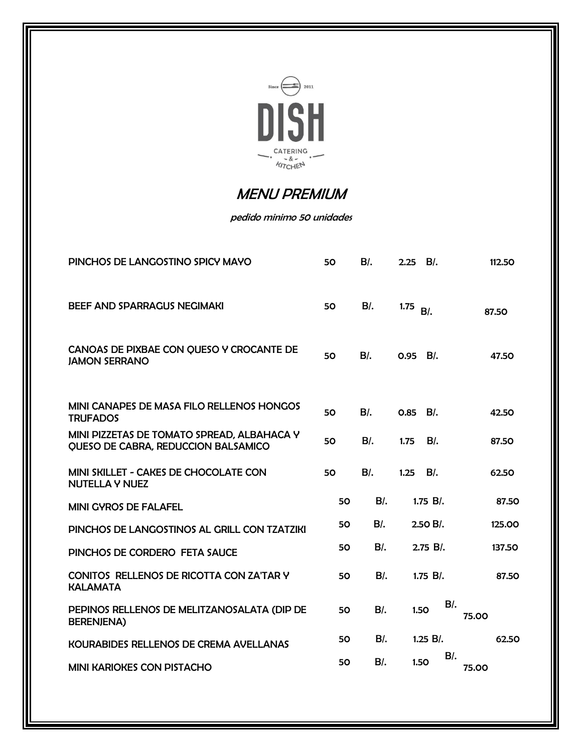Since 2011

# DISH

CATERING & KITCHEN

## *MENU PREMIUM*

*pedido minimo 50 unidades*

| | | | | | |
|---|---|---|---|---|---|
| PINCHOS DE LANGOSTINO SPICY MAYO | 50 | B/. | 2.25 | B/. | 112.50 |
| BEEF AND SPARRAGUS NEGIMAKI | 50 | B/. | 1.75 | B/. | 87.50 |
| CANOAS DE PIXBAE CON QUESO Y CROCANTE DE JAMON SERRANO | 50 | B/. | 0.95 | B/. | 47.50 |
| MINI CANAPES DE MASA FILO RELLENOS HONGOS TRUFADOS | 50 | B/. | 0.85 | B/. | 42.50 |
| MINI PIZZETAS DE TOMATO SPREAD, ALBAHACA Y QUESO DE CABRA, REDUCCION BALSAMICO | 50 | B/. | 1.75 | B/. | 87.50 |
| MINI SKILLET - CAKES DE CHOCOLATE CON NUTELLA Y NUEZ | 50 | B/. | 1.25 | B/. | 62.50 |
| MINI GYROS DE FALAFEL | 50 | B/. | 1.75 | B/. | 87.50 |
| PINCHOS DE LANGOSTINOS AL GRILL CON TZATZIKI | 50 | B/. | 2.50 | B/. | 125.00 |
| PINCHOS DE CORDERO FETA SAUCE | 50 | B/. | 2.75 | B/. | 137.50 |
| CONITOS RELLENOS DE RICOTTA CON ZA'TAR Y KALAMATA | 50 | B/. | 1.75 | B/. | 87.50 |
| PEPINOS RELLENOS DE MELITZANOSALATA (DIP DE BERENJENA) | 50 | B/. | 1.50 | B/. | 75.00 |
| KOURABIDES RELLENOS DE CREMA AVELLANAS | 50 | B/. | 1.25 | B/. | 62.50 |
| MINI KARIOKES CON PISTACHO | 50 | B/. | 1.50 | B/. | 75.00 |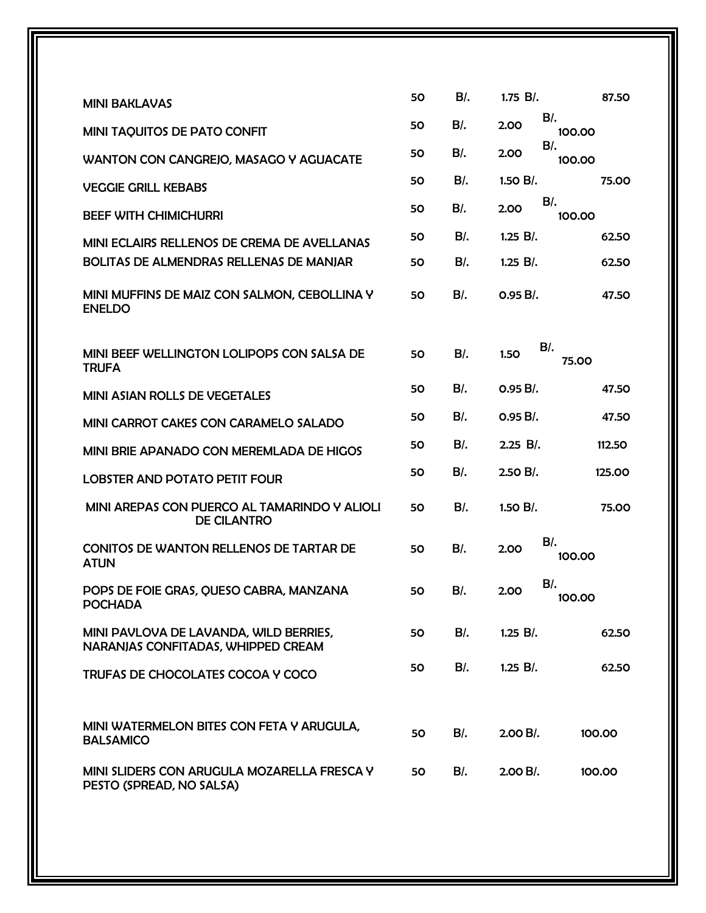| | | | | | |
|---|---|---|---|---|---|
| MINI BAKLAVAS | 50 | B/. | 1.75 | B/. | 87.50 |
| MINI TAQUITOS DE PATO CONFIT | 50 | B/. | 2.00 | B/. | 100.00 |
| WANTON CON CANGREJO, MASAGO Y AGUACATE | 50 | B/. | 2.00 | B/. | 100.00 |
| VEGGIE GRILL KEBABS | 50 | B/. | 1.50 | B/. | 75.00 |
| BEEF WITH CHIMICHURRI | 50 | B/. | 2.00 | B/. | 100.00 |
| MINI ECLAIRS RELLENOS DE CREMA DE AVELLANAS | 50 | B/. | 1.25 | B/. | 62.50 |
| BOLITAS DE ALMENDRAS RELLENAS DE MANJAR | 50 | B/. | 1.25 | B/. | 62.50 |
| MINI MUFFINS DE MAIZ CON SALMON, CEBOLLINA Y ENELDO | 50 | B/. | 0.95 | B/. | 47.50 |
| MINI BEEF WELLINGTON LOLIPOPS CON SALSA DE TRUFA | 50 | B/. | 1.50 | B/. | 75.00 |
| MINI ASIAN ROLLS DE VEGETALES | 50 | B/. | 0.95 | B/. | 47.50 |
| MINI CARROT CAKES CON CARAMELO SALADO | 50 | B/. | 0.95 | B/. | 47.50 |
| MINI BRIE APANADO CON MEREMLADA DE HIGOS | 50 | B/. | 2.25 | B/. | 112.50 |
| LOBSTER AND POTATO PETIT FOUR | 50 | B/. | 2.50 | B/. | 125.00 |
| MINI AREPAS CON PUERCO AL TAMARINDO Y ALIOLI DE CILANTRO | 50 | B/. | 1.50 | B/. | 75.00 |
| CONITOS DE WANTON RELLENOS DE TARTAR DE ATUN | 50 | B/. | 2.00 | B/. | 100.00 |
| POPS DE FOIE GRAS, QUESO CABRA, MANZANA POCHADA | 50 | B/. | 2.00 | B/. | 100.00 |
| MINI PAVLOVA DE LAVANDA, WILD BERRIES, NARANJAS CONFITADAS, WHIPPED CREAM | 50 | B/. | 1.25 | B/. | 62.50 |
| TRUFAS DE CHOCOLATES COCOA Y COCO | 50 | B/. | 1.25 | B/. | 62.50 |
| MINI WATERMELON BITES CON FETA Y ARUGULA, BALSAMICO | 50 | B/. | 2.00 | B/. | 100.00 |
| MINI SLIDERS CON ARUGULA MOZARELLA FRESCA Y PESTO (SPREAD, NO SALSA) | 50 | B/. | 2.00 | B/. | 100.00 |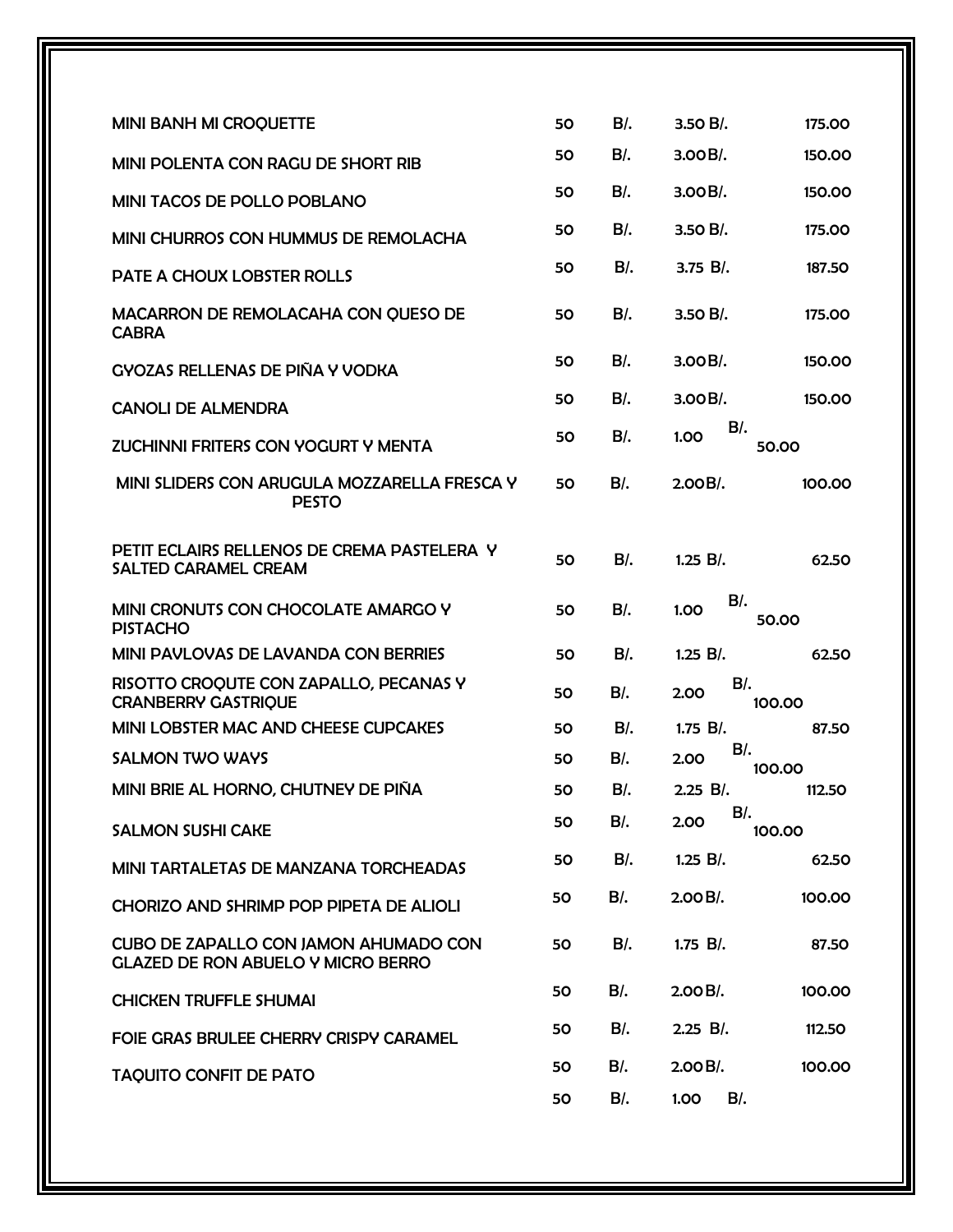| | | | | | |
|---|---|---|---|---|---|
| MINI BANH MI CROQUETTE | 50 | B/. | 3.50 | B/. | 175.00 |
| MINI POLENTA CON RAGU DE SHORT RIB | 50 | B/. | 3.00 | B/. | 150.00 |
| MINI TACOS DE POLLO POBLANO | 50 | B/. | 3.00 | B/. | 150.00 |
| MINI CHURROS CON HUMMUS DE REMOLACHA | 50 | B/. | 3.50 | B/. | 175.00 |
| PATE A CHOUX LOBSTER ROLLS | 50 | B/. | 3.75 | B/. | 187.50 |
| MACARRON DE REMOLACAHA CON QUESO DE CABRA | 50 | B/. | 3.50 | B/. | 175.00 |
| GYOZAS RELLENAS DE PIÑA Y VODKA | 50 | B/. | 3.00 | B/. | 150.00 |
| CANOLI DE ALMENDRA | 50 | B/. | 3.00 | B/. | 150.00 |
| ZUCHINNI FRITERS CON YOGURT Y MENTA | 50 | B/. | 1.00 | B/. | 50.00 |
| MINI SLIDERS CON ARUGULA MOZZARELLA FRESCA Y PESTO | 50 | B/. | 2.00 | B/. | 100.00 |
| PETIT ECLAIRS RELLENOS DE CREMA PASTELERA Y SALTED CARAMEL CREAM | 50 | B/. | 1.25 | B/. | 62.50 |
| MINI CRONUTS CON CHOCOLATE AMARGO Y PISTACHO | 50 | B/. | 1.00 | B/. | 50.00 |
| MINI PAVLOVAS DE LAVANDA CON BERRIES | 50 | B/. | 1.25 | B/. | 62.50 |
| RISOTTO CROQUTE CON ZAPALLO, PECANAS Y CRANBERRY GASTRIQUE | 50 | B/. | 2.00 | B/. | 100.00 |
| MINI LOBSTER MAC AND CHEESE CUPCAKES | 50 | B/. | 1.75 | B/. | 87.50 |
| SALMON TWO WAYS | 50 | B/. | 2.00 | B/. | 100.00 |
| MINI BRIE AL HORNO, CHUTNEY DE PIÑA | 50 | B/. | 2.25 | B/. | 112.50 |
| SALMON SUSHI CAKE | 50 | B/. | 2.00 | B/. | 100.00 |
| MINI TARTALETAS DE MANZANA TORCHEADAS | 50 | B/. | 1.25 | B/. | 62.50 |
| CHORIZO AND SHRIMP POP PIPETA DE ALIOLI | 50 | B/. | 2.00 | B/. | 100.00 |
| CUBO DE ZAPALLO CON JAMON AHUMADO CON GLAZED DE RON ABUELO Y MICRO BERRO | 50 | B/. | 1.75 | B/. | 87.50 |
| CHICKEN TRUFFLE SHUMAI | 50 | B/. | 2.00 | B/. | 100.00 |
| FOIE GRAS BRULEE CHERRY CRISPY CARAMEL | 50 | B/. | 2.25 | B/. | 112.50 |
| TAQUITO CONFIT DE PATO | 50 | B/. | 2.00 | B/. | 100.00 |
| | 50 | B/. | 1.00 | B/. | |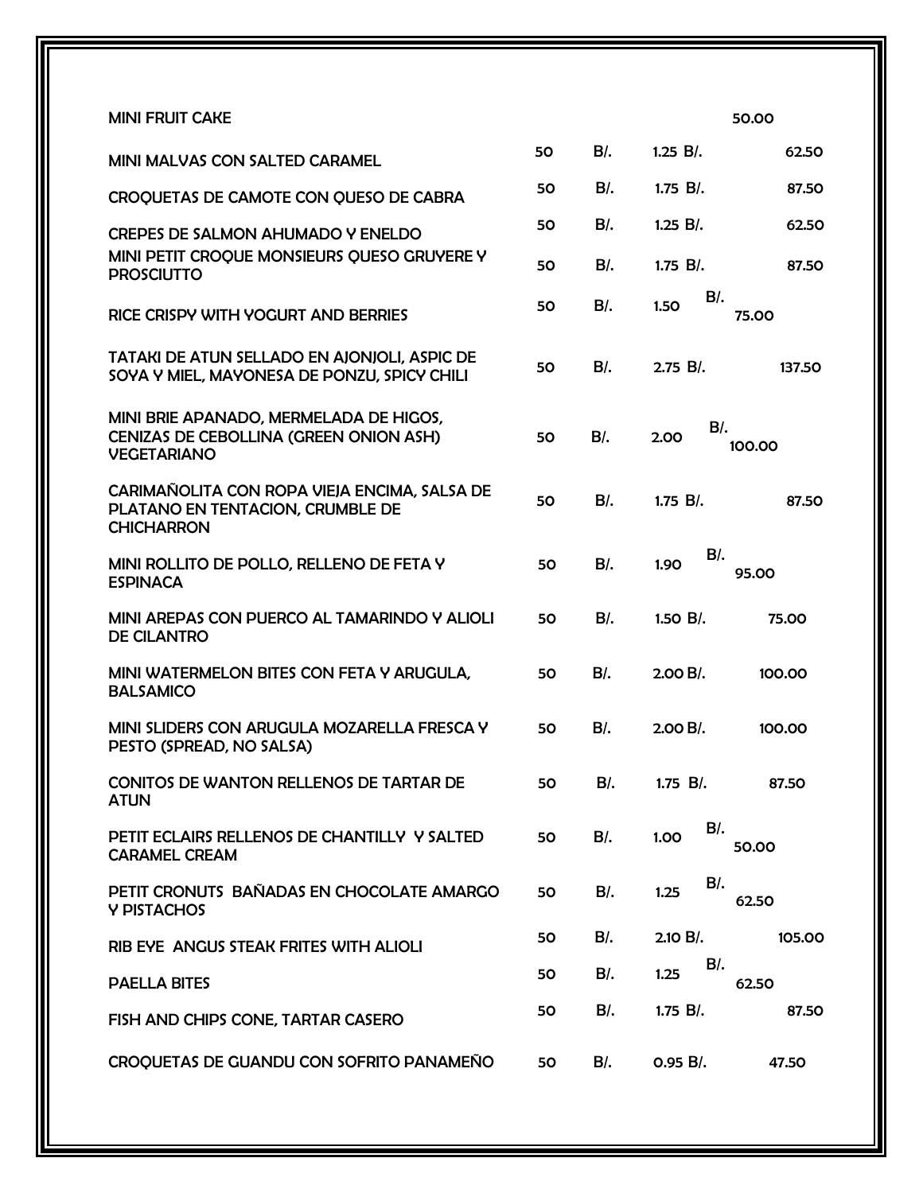| | | | | |
|---|---|---|---|---|
| MINI FRUIT CAKE | | | | 50.00 |
| MINI MALVAS CON SALTED CARAMEL | 50 | B/. | 1.25 B/. | 62.50 |
| CROQUETAS DE CAMOTE CON QUESO DE CABRA | 50 | B/. | 1.75 B/. | 87.50 |
| CREPES DE SALMON AHUMADO Y ENELDO | 50 | B/. | 1.25 B/. | 62.50 |
| MINI PETIT CROQUE MONSIEURS QUESO GRUYERE Y PROSCIUTTO | 50 | B/. | 1.75 B/. | 87.50 |
| RICE CRISPY WITH YOGURT AND BERRIES | 50 | B/. | 1.50 B/. | 75.00 |
| TATAKI DE ATUN SELLADO EN AJONJOLI, ASPIC DE SOYA Y MIEL, MAYONESA DE PONZU, SPICY CHILI | 50 | B/. | 2.75 B/. | 137.50 |
| MINI BRIE APANADO, MERMELADA DE HIGOS, CENIZAS DE CEBOLLINA (GREEN ONION ASH) VEGETARIANO | 50 | B/. | 2.00 B/. | 100.00 |
| CARIMAÑOLITA CON ROPA VIEJA ENCIMA, SALSA DE PLATANO EN TENTACION, CRUMBLE DE CHICHARRON | 50 | B/. | 1.75 B/. | 87.50 |
| MINI ROLLITO DE POLLO, RELLENO DE FETA Y ESPINACA | 50 | B/. | 1.90 B/. | 95.00 |
| MINI AREPAS CON PUERCO AL TAMARINDO Y ALIOLI DE CILANTRO | 50 | B/. | 1.50 B/. | 75.00 |
| MINI WATERMELON BITES CON FETA Y ARUGULA, BALSAMICO | 50 | B/. | 2.00 B/. | 100.00 |
| MINI SLIDERS CON ARUGULA MOZARELLA FRESCA Y PESTO (SPREAD, NO SALSA) | 50 | B/. | 2.00 B/. | 100.00 |
| CONITOS DE WANTON RELLENOS DE TARTAR DE ATUN | 50 | B/. | 1.75 B/. | 87.50 |
| PETIT ECLAIRS RELLENOS DE CHANTILLY Y SALTED CARAMEL CREAM | 50 | B/. | 1.00 B/. | 50.00 |
| PETIT CRONUTS BAÑADAS EN CHOCOLATE AMARGO Y PISTACHOS | 50 | B/. | 1.25 B/. | 62.50 |
| RIB EYE ANGUS STEAK FRITES WITH ALIOLI | 50 | B/. | 2.10 B/. | 105.00 |
| PAELLA BITES | 50 | B/. | 1.25 B/. | 62.50 |
| FISH AND CHIPS CONE, TARTAR CASERO | 50 | B/. | 1.75 B/. | 87.50 |
| CROQUETAS DE GUANDU CON SOFRITO PANAMEÑO | 50 | B/. | 0.95 B/. | 47.50 |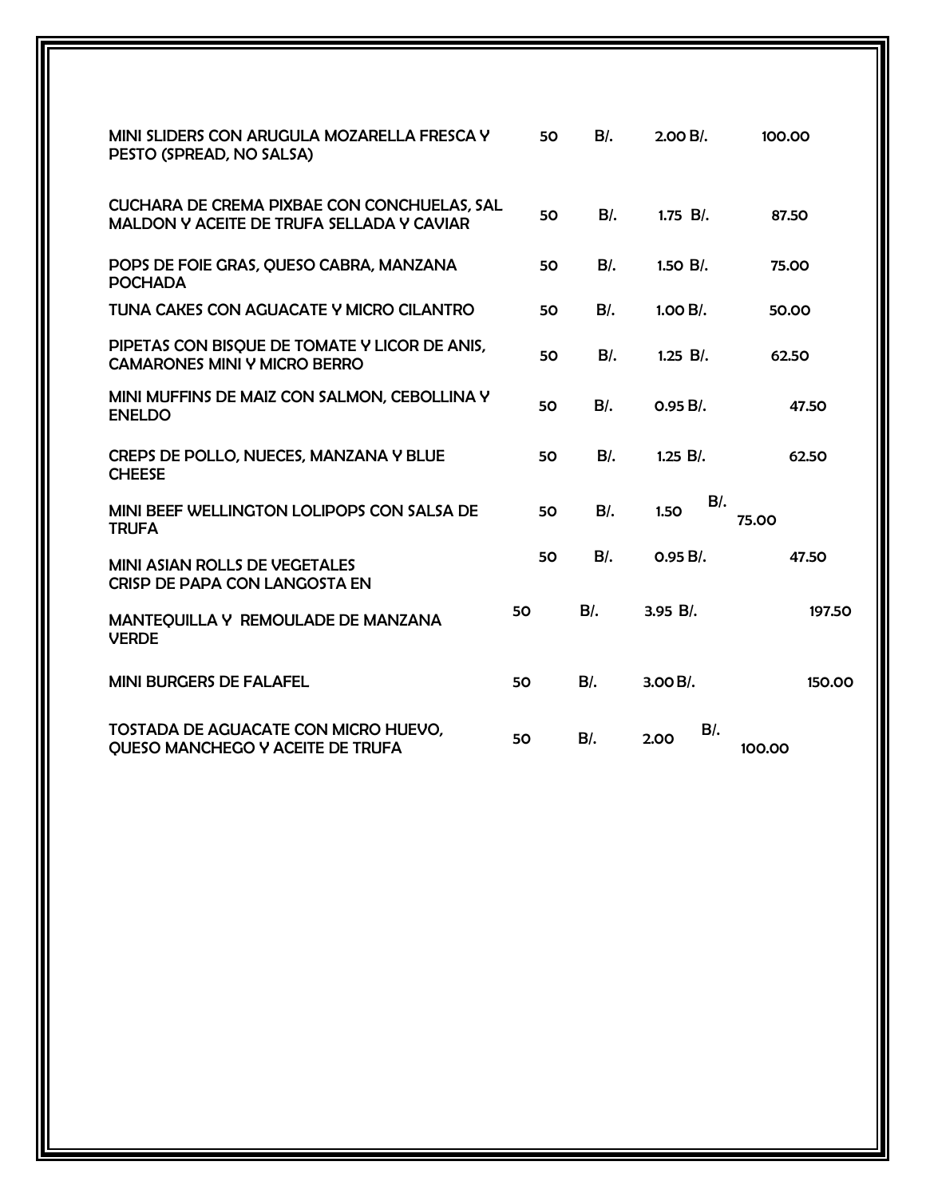| | | | | | |
|---|---|---|---|---|---|
| MINI SLIDERS CON ARUGULA MOZARELLA FRESCA Y PESTO (SPREAD, NO SALSA) | 50 | B/. | 2.00 | B/. | 100.00 |
| CUCHARA DE CREMA PIXBAE CON CONCHUELAS, SAL MALDON Y ACEITE DE TRUFA SELLADA Y CAVIAR | 50 | B/. | 1.75 | B/. | 87.50 |
| POPS DE FOIE GRAS, QUESO CABRA, MANZANA POCHADA | 50 | B/. | 1.50 | B/. | 75.00 |
| TUNA CAKES CON AGUACATE Y MICRO CILANTRO | 50 | B/. | 1.00 | B/. | 50.00 |
| PIPETAS CON BISQUE DE TOMATE Y LICOR DE ANIS, CAMARONES MINI Y MICRO BERRO | 50 | B/. | 1.25 | B/. | 62.50 |
| MINI MUFFINS DE MAIZ CON SALMON, CEBOLLINA Y ENELDO | 50 | B/. | 0.95 | B/. | 47.50 |
| CREPS DE POLLO, NUECES, MANZANA Y BLUE CHEESE | 50 | B/. | 1.25 | B/. | 62.50 |
| MINI BEEF WELLINGTON LOLIPOPS CON SALSA DE TRUFA | 50 | B/. | 1.50 | B/. | 75.00 |
| MINI ASIAN ROLLS DE VEGETALES | 50 | B/. | 0.95 | B/. | 47.50 |
| CRISP DE PAPA CON LANGOSTA EN MANTEQUILLA Y REMOULADE DE MANZANA VERDE | 50 | B/. | 3.95 | B/. | 197.50 |
| MINI BURGERS DE FALAFEL | 50 | B/. | 3.00 | B/. | 150.00 |
| TOSTADA DE AGUACATE CON MICRO HUEVO, QUESO MANCHEGO Y ACEITE DE TRUFA | 50 | B/. | 2.00 | B/. | 100.00 |